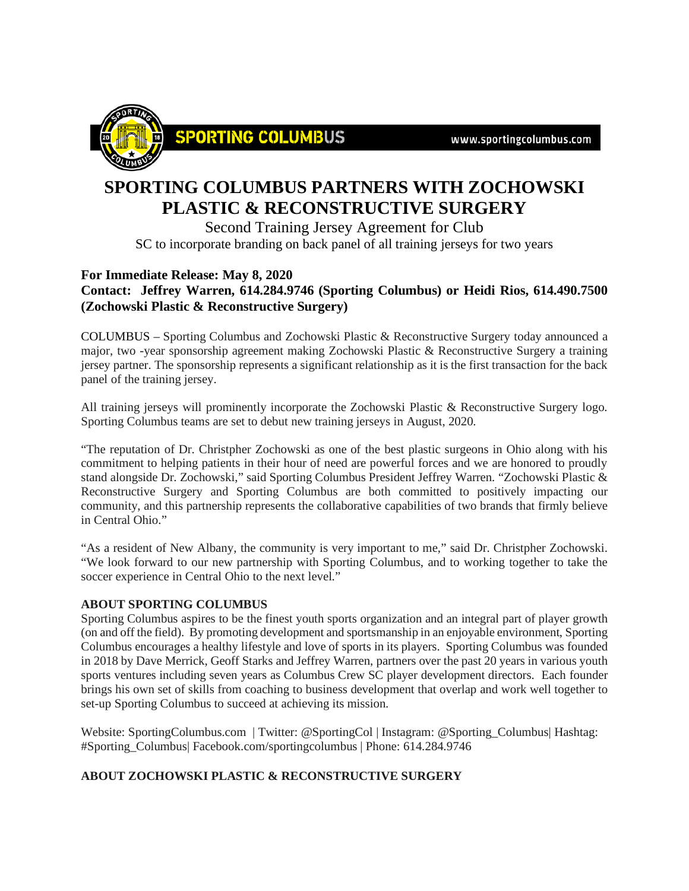SPORTING COLUMBUS www.sportingcolumbus.com

# SPORTING COLUMBUS PARTNERS WITH ZOCHOWSKI PLASTIC & RECONSTRUCTIVE SURGERY

Second Training Jersey Agreement for Club

SC to incorporate branding on back panel of all training jerseys for two years

**For Immediate Release: May 8, 2020**

**Contact: Jeffrey Warren, 614.284.9746 (Sporting Columbus) or Heidi Rios, 614.490.7500 (Zochowski Plastic & Reconstructive Surgery)**

COLUMBUS – Sporting Columbus and Zochowski Plastic & Reconstructive Surgery today announced a major, two -year sponsorship agreement making Zochowski Plastic & Reconstructive Surgery a training jersey partner. The sponsorship represents a significant relationship as it is the first transaction for the back panel of the training jersey.

All training jerseys will prominently incorporate the Zochowski Plastic & Reconstructive Surgery logo. Sporting Columbus teams are set to debut new training jerseys in August, 2020.

"The reputation of Dr. Christpher Zochowski as one of the best plastic surgeons in Ohio along with his commitment to helping patients in their hour of need are powerful forces and we are honored to proudly stand alongside Dr. Zochowski," said Sporting Columbus President Jeffrey Warren. "Zochowski Plastic & Reconstructive Surgery and Sporting Columbus are both committed to positively impacting our community, and this partnership represents the collaborative capabilities of two brands that firmly believe in Central Ohio."

"As a resident of New Albany, the community is very important to me," said Dr. Christpher Zochowski. "We look forward to our new partnership with Sporting Columbus, and to working together to take the soccer experience in Central Ohio to the next level."

**ABOUT SPORTING COLUMBUS**

Sporting Columbus aspires to be the finest youth sports organization and an integral part of player growth (on and off the field). By promoting development and sportsmanship in an enjoyable environment, Sporting Columbus encourages a healthy lifestyle and love of sports in its players. Sporting Columbus was founded in 2018 by Dave Merrick, Geoff Starks and Jeffrey Warren, partners over the past 20 years in various youth sports ventures including seven years as Columbus Crew SC player development directors. Each founder brings his own set of skills from coaching to business development that overlap and work well together to set-up Sporting Columbus to succeed at achieving its mission.

Website: SportingColumbus.com | Twitter: @SportingCol | Instagram: @Sporting_Columbus| Hashtag: #Sporting_Columbus| Facebook.com/sportingcolumbus | Phone: 614.284.9746

**ABOUT ZOCHOWSKI PLASTIC & RECONSTRUCTIVE SURGERY**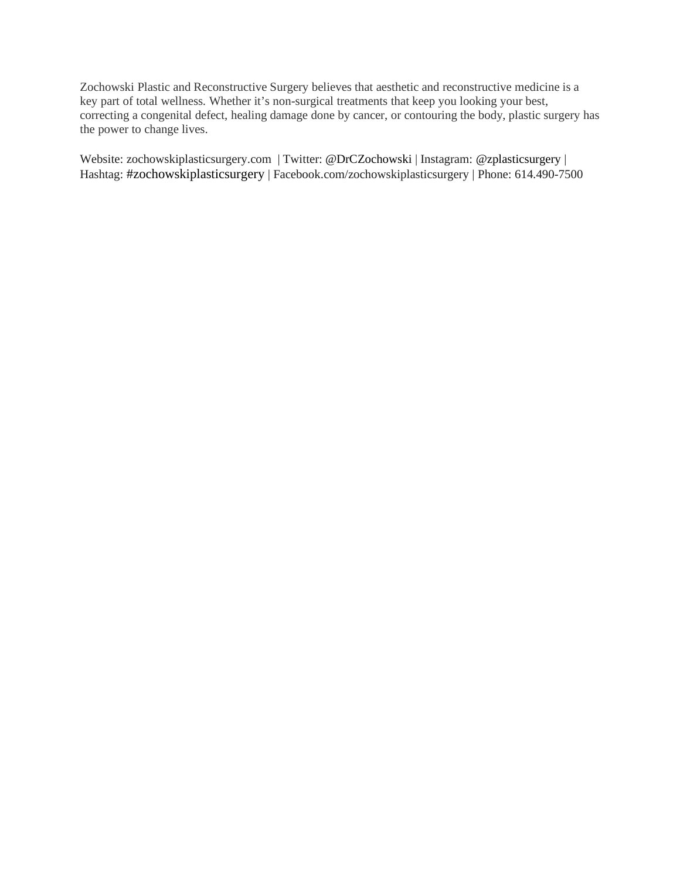Zochowski Plastic and Reconstructive Surgery believes that aesthetic and reconstructive medicine is a key part of total wellness. Whether it's non-surgical treatments that keep you looking your best, correcting a congenital defect, healing damage done by cancer, or contouring the body, plastic surgery has the power to change lives.

Website: zochowskiplasticsurgery.com | Twitter: @DrCZochowski | Instagram: @zplasticsurgery | Hashtag: #zochowskiplasticsurgery | Facebook.com/zochowskiplasticsurgery | Phone: 614.490-7500